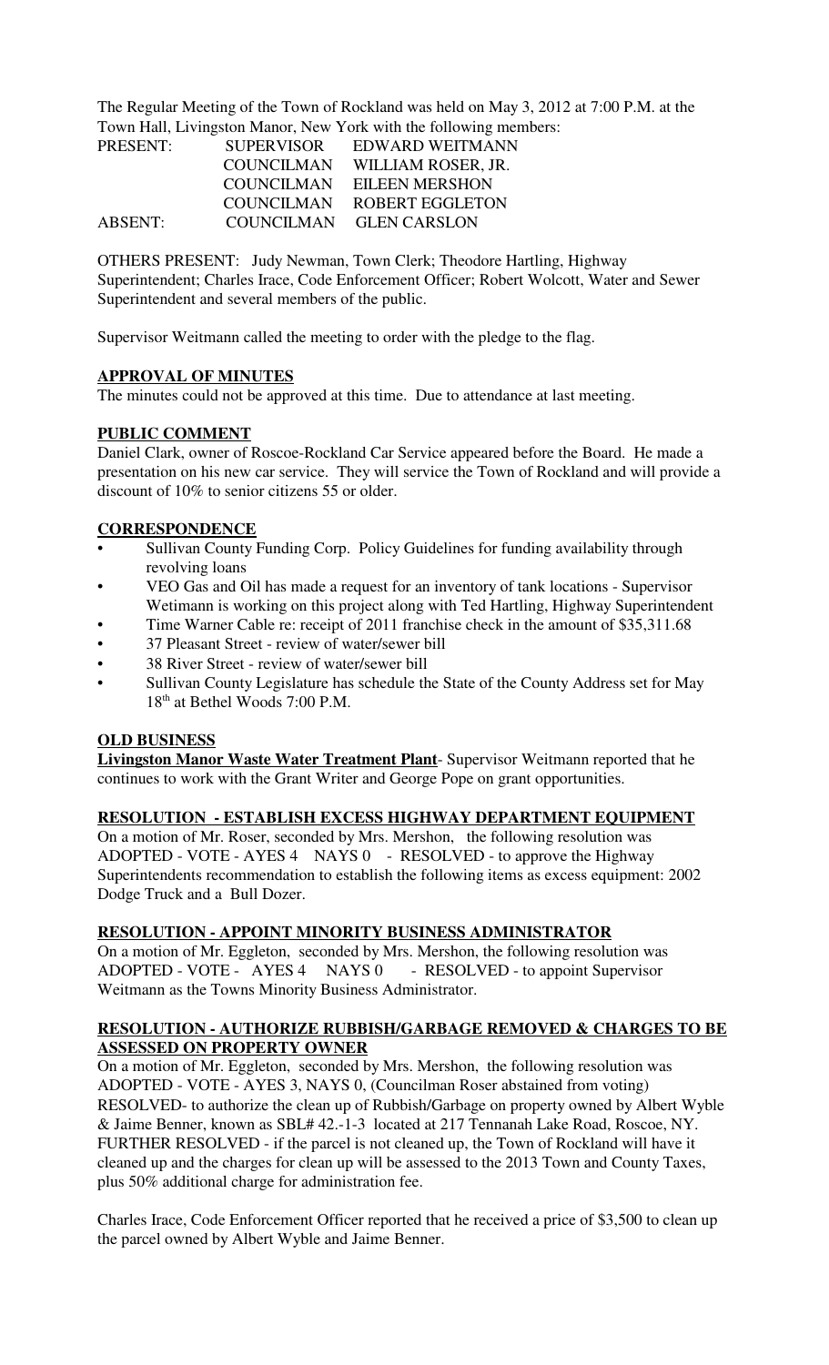The Regular Meeting of the Town of Rockland was held on May 3, 2012 at 7:00 P.M. at the Town Hall, Livingston Manor, New York with the following members:

| | | |
|---|---|---|
| PRESENT: | SUPERVISOR | EDWARD WEITMANN |
| | COUNCILMAN | WILLIAM ROSER, JR. |
| | COUNCILMAN | EILEEN MERSHON |
| | COUNCILMAN | ROBERT EGGLETON |
| ABSENT: | COUNCILMAN | GLEN CARSLON |

OTHERS PRESENT: Judy Newman, Town Clerk; Theodore Hartling, Highway Superintendent; Charles Irace, Code Enforcement Officer; Robert Wolcott, Water and Sewer Superintendent and several members of the public.

Supervisor Weitmann called the meeting to order with the pledge to the flag.

**APPROVAL OF MINUTES**

The minutes could not be approved at this time. Due to attendance at last meeting.

**PUBLIC COMMENT**

Daniel Clark, owner of Roscoe-Rockland Car Service appeared before the Board. He made a presentation on his new car service. They will service the Town of Rockland and will provide a discount of 10% to senior citizens 55 or older.

**CORRESPONDENCE**

- Sullivan County Funding Corp. Policy Guidelines for funding availability through revolving loans
- VEO Gas and Oil has made a request for an inventory of tank locations - Supervisor Wetimann is working on this project along with Ted Hartling, Highway Superintendent
- Time Warner Cable re: receipt of 2011 franchise check in the amount of $35,311.68
- 37 Pleasant Street - review of water/sewer bill
- 38 River Street - review of water/sewer bill
- Sullivan County Legislature has schedule the State of the County Address set for May 18th at Bethel Woods 7:00 P.M.

**OLD BUSINESS**

**Livingston Manor Waste Water Treatment Plant**- Supervisor Weitmann reported that he continues to work with the Grant Writer and George Pope on grant opportunities.

**RESOLUTION - ESTABLISH EXCESS HIGHWAY DEPARTMENT EQUIPMENT**

On a motion of Mr. Roser, seconded by Mrs. Mershon, the following resolution was ADOPTED - VOTE - AYES 4 NAYS 0 - RESOLVED - to approve the Highway Superintendents recommendation to establish the following items as excess equipment: 2002 Dodge Truck and a Bull Dozer.

**RESOLUTION - APPOINT MINORITY BUSINESS ADMINISTRATOR**

On a motion of Mr. Eggleton, seconded by Mrs. Mershon, the following resolution was ADOPTED - VOTE - AYES 4 NAYS 0 - RESOLVED - to appoint Supervisor Weitmann as the Towns Minority Business Administrator.

**RESOLUTION - AUTHORIZE RUBBISH/GARBAGE REMOVED & CHARGES TO BE ASSESSED ON PROPERTY OWNER**

On a motion of Mr. Eggleton, seconded by Mrs. Mershon, the following resolution was ADOPTED - VOTE - AYES 3, NAYS 0, (Councilman Roser abstained from voting) RESOLVED- to authorize the clean up of Rubbish/Garbage on property owned by Albert Wyble & Jaime Benner, known as SBL# 42.-1-3 located at 217 Tennanah Lake Road, Roscoe, NY. FURTHER RESOLVED - if the parcel is not cleaned up, the Town of Rockland will have it cleaned up and the charges for clean up will be assessed to the 2013 Town and County Taxes, plus 50% additional charge for administration fee.

Charles Irace, Code Enforcement Officer reported that he received a price of $3,500 to clean up the parcel owned by Albert Wyble and Jaime Benner.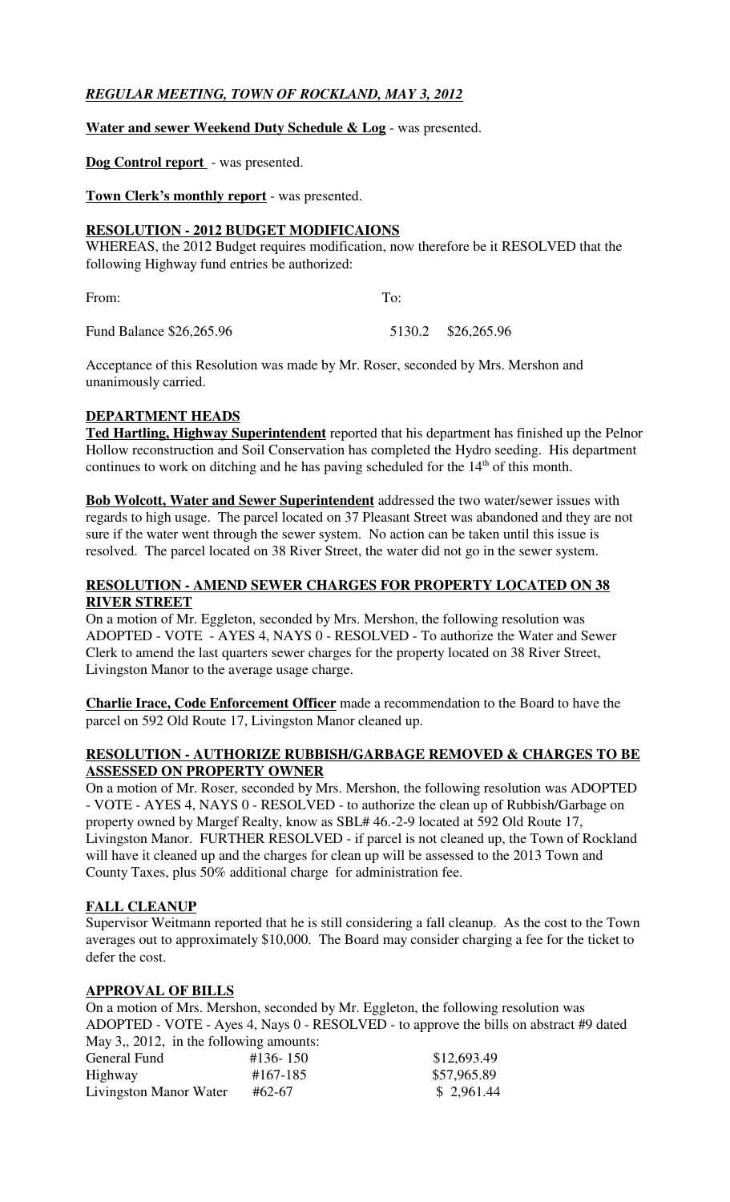***REGULAR MEETING, TOWN OF ROCKLAND, MAY 3, 2012***

**Water and sewer Weekend Duty Schedule & Log** - was presented.

**Dog Control report** - was presented.

**Town Clerk's monthly report** - was presented.

**RESOLUTION - 2012 BUDGET MODIFICAIONS**

WHEREAS, the 2012 Budget requires modification, now therefore be it RESOLVED that the following Highway fund entries be authorized:

| From: | To: | |
|---|---|---|
| Fund Balance $26,265.96 | 5130.2 | $26,265.96 |

Acceptance of this Resolution was made by Mr. Roser, seconded by Mrs. Mershon and unanimously carried.

**DEPARTMENT HEADS**

**Ted Hartling, Highway Superintendent** reported that his department has finished up the Pelnor Hollow reconstruction and Soil Conservation has completed the Hydro seeding. His department continues to work on ditching and he has paving scheduled for the 14th of this month.

**Bob Wolcott, Water and Sewer Superintendent** addressed the two water/sewer issues with regards to high usage. The parcel located on 37 Pleasant Street was abandoned and they are not sure if the water went through the sewer system. No action can be taken until this issue is resolved. The parcel located on 38 River Street, the water did not go in the sewer system.

**RESOLUTION - AMEND SEWER CHARGES FOR PROPERTY LOCATED ON 38 RIVER STREET**

On a motion of Mr. Eggleton, seconded by Mrs. Mershon, the following resolution was ADOPTED - VOTE - AYES 4, NAYS 0 - RESOLVED - To authorize the Water and Sewer Clerk to amend the last quarters sewer charges for the property located on 38 River Street, Livingston Manor to the average usage charge.

**Charlie Irace, Code Enforcement Officer** made a recommendation to the Board to have the parcel on 592 Old Route 17, Livingston Manor cleaned up.

**RESOLUTION - AUTHORIZE RUBBISH/GARBAGE REMOVED & CHARGES TO BE ASSESSED ON PROPERTY OWNER**

On a motion of Mr. Roser, seconded by Mrs. Mershon, the following resolution was ADOPTED - VOTE - AYES 4, NAYS 0 - RESOLVED - to authorize the clean up of Rubbish/Garbage on property owned by Margef Realty, know as SBL# 46.-2-9 located at 592 Old Route 17, Livingston Manor. FURTHER RESOLVED - if parcel is not cleaned up, the Town of Rockland will have it cleaned up and the charges for clean up will be assessed to the 2013 Town and County Taxes, plus 50% additional charge for administration fee.

**FALL CLEANUP**

Supervisor Weitmann reported that he is still considering a fall cleanup. As the cost to the Town averages out to approximately $10,000. The Board may consider charging a fee for the ticket to defer the cost.

**APPROVAL OF BILLS**

On a motion of Mrs. Mershon, seconded by Mr. Eggleton, the following resolution was ADOPTED - VOTE - Ayes 4, Nays 0 - RESOLVED - to approve the bills on abstract #9 dated May 3,, 2012, in the following amounts:

| | | |
|---|---|---|
| General Fund | #136- 150 | $12,693.49 |
| Highway | #167-185 | $57,965.89 |
| Livingston Manor Water | #62-67 | $ 2,961.44 |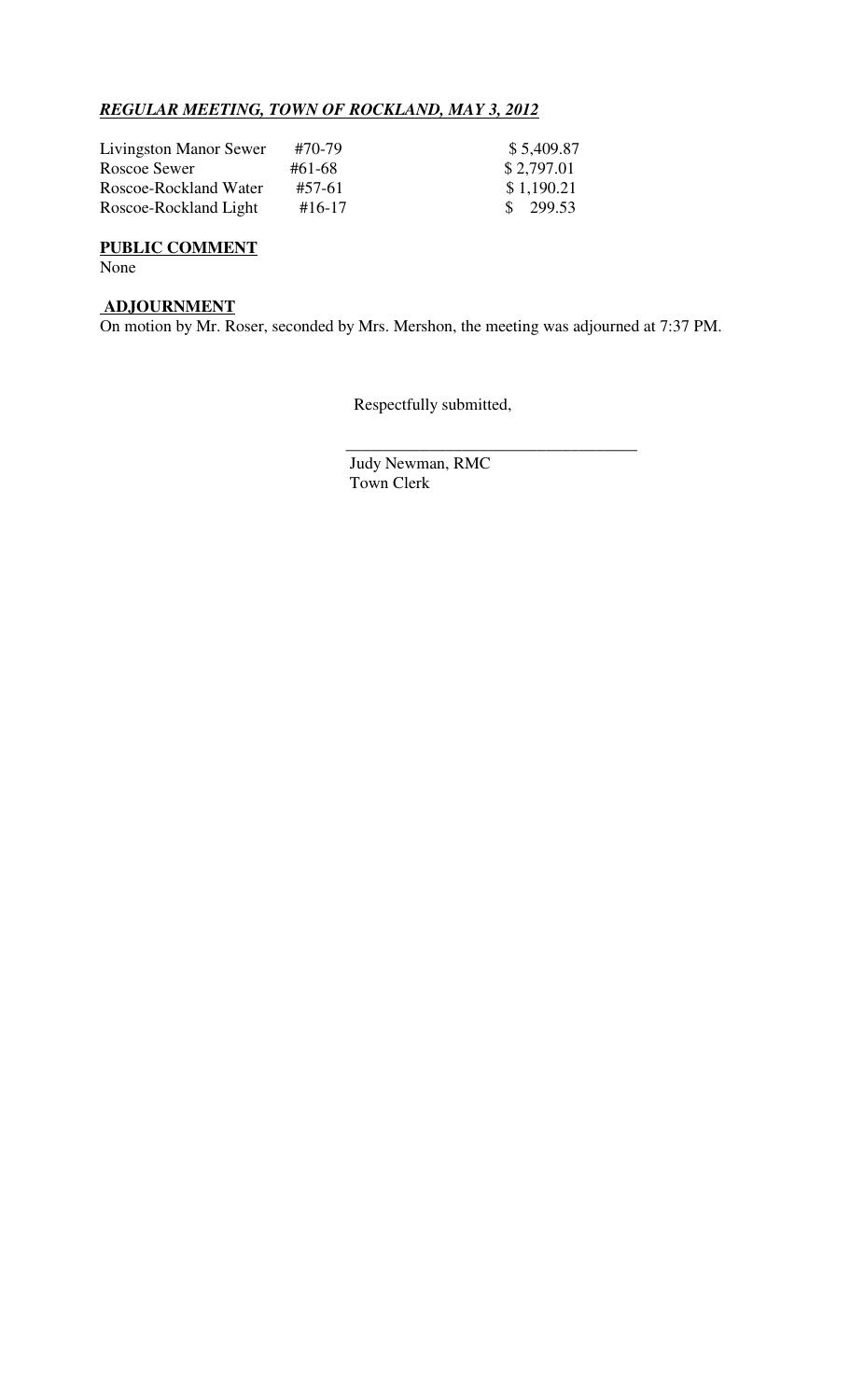***REGULAR MEETING, TOWN OF ROCKLAND, MAY 3, 2012***

| | | |
|---|---|---|
| Livingston Manor Sewer | #70-79 | $ 5,409.87 |
| Roscoe Sewer | #61-68 | $ 2,797.01 |
| Roscoe-Rockland Water | #57-61 | $ 1,190.21 |
| Roscoe-Rockland Light | #16-17 | $ 299.53 |

**PUBLIC COMMENT**

None

**ADJOURNMENT**

On motion by Mr. Roser, seconded by Mrs. Mershon, the meeting was adjourned at 7:37 PM.

Respectfully submitted,

\_\_\_\_\_\_\_\_\_\_\_\_\_\_\_\_\_\_\_\_\_\_\_\_\_\_\_\_\_\_\_\_\_\_\_

Judy Newman, RMC
Town Clerk